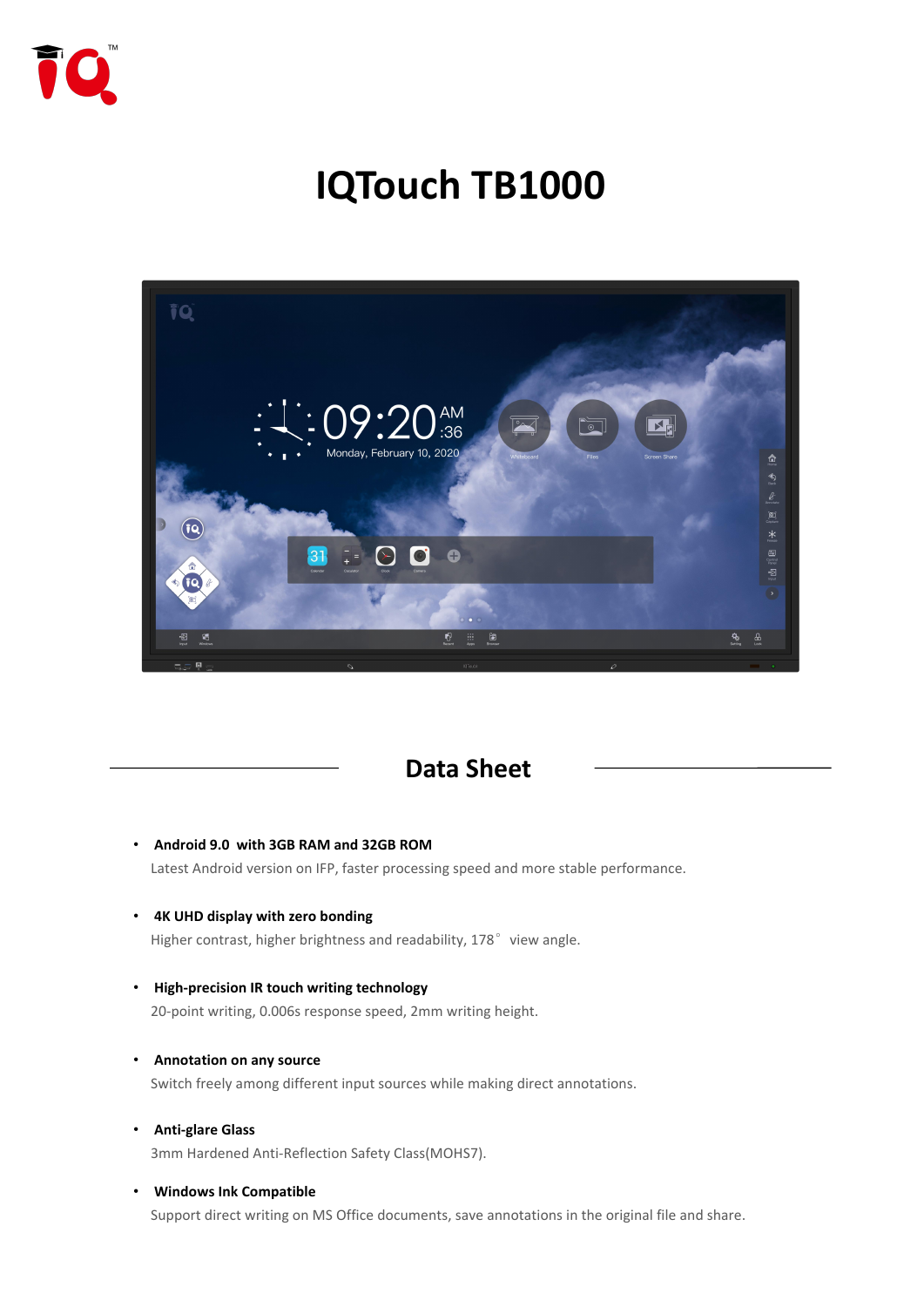# IQTouch TB1000

## Data Sheet

- **Android 9.0 with 3GB RAM and 32GB ROM**
  Latest Android version on IFP, faster processing speed and more stable performance.

- **4K UHD display with zero bonding**
  Higher contrast, higher brightness and readability, 178° view angle.

- **High-precision IR touch writing technology**
  20-point writing, 0.006s response speed, 2mm writing height.

- **Annotation on any source**
  Switch freely among different input sources while making direct annotations.

- **Anti-glare Glass**
  3mm Hardened Anti-Reflection Safety Class(MOHS7).

- **Windows Ink Compatible**
  Support direct writing on MS Office documents, save annotations in the original file and share.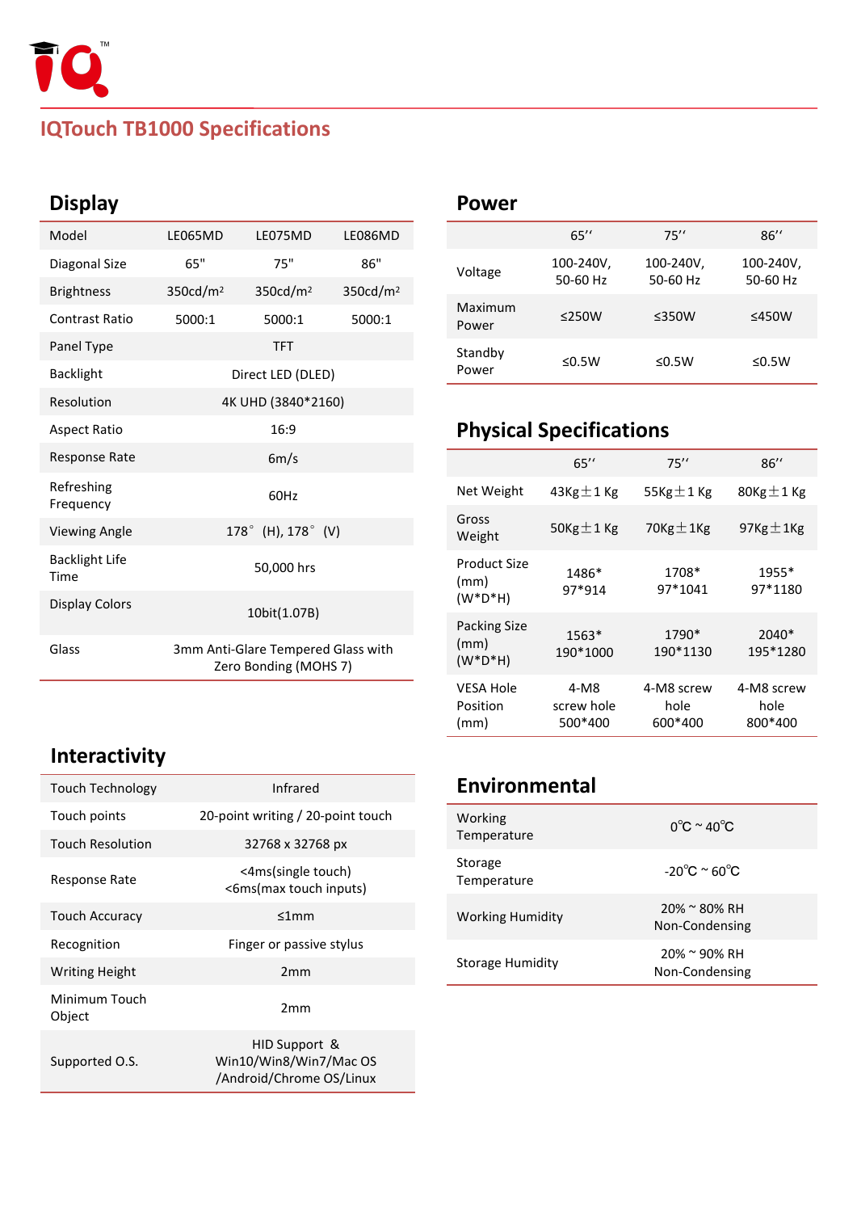# IQTouch TB1000 Specifications

## Display

| Model | LE065MD | LE075MD | LE086MD |
|---|---|---|---|
| Diagonal Size | 65" | 75" | 86" |
| Brightness | 350cd/m² | 350cd/m² | 350cd/m² |
| Contrast Ratio | 5000:1 | 5000:1 | 5000:1 |
| Panel Type | TFT | | |
| Backlight | Direct LED (DLED) | | |
| Resolution | 4K UHD (3840*2160) | | |
| Aspect Ratio | 16:9 | | |
| Response Rate | 6m/s | | |
| Refreshing Frequency | 60Hz | | |
| Viewing Angle | 178° (H), 178° (V) | | |
| Backlight Life Time | 50,000 hrs | | |
| Display Colors | 10bit(1.07B) | | |
| Glass | 3mm Anti-Glare Tempered Glass with Zero Bonding (MOHS 7) | | |

## Interactivity

| | |
|---|---|
| Touch Technology | Infrared |
| Touch points | 20-point writing / 20-point touch |
| Touch Resolution | 32768 x 32768 px |
| Response Rate | <4ms(single touch)<br><6ms(max touch inputs) |
| Touch Accuracy | ≤1mm |
| Recognition | Finger or passive stylus |
| Writing Height | 2mm |
| Minimum Touch Object | 2mm |
| Supported O.S. | HID Support &<br>Win10/Win8/Win7/Mac OS /Android/Chrome OS/Linux |

## Power

| | 65'' | 75'' | 86'' |
|---|---|---|---|
| Voltage | 100-240V, 50-60 Hz | 100-240V, 50-60 Hz | 100-240V, 50-60 Hz |
| Maximum Power | ≤250W | ≤350W | ≤450W |
| Standby Power | ≤0.5W | ≤0.5W | ≤0.5W |

## Physical Specifications

| | 65'' | 75'' | 86'' |
|---|---|---|---|
| Net Weight | 43Kg±1 Kg | 55Kg±1 Kg | 80Kg±1 Kg |
| Gross Weight | 50Kg±1 Kg | 70Kg±1Kg | 97Kg±1Kg |
| Product Size (mm) (W*D*H) | 1486*97*914 | 1708*97*1041 | 1955*97*1180 |
| Packing Size (mm) (W*D*H) | 1563*190*1000 | 1790*190*1130 | 2040*195*1280 |
| VESA Hole Position (mm) | 4-M8 screw hole 500*400 | 4-M8 screw hole 600*400 | 4-M8 screw hole 800*400 |

## Environmental

| | |
|---|---|
| Working Temperature | 0℃ ~ 40℃ |
| Storage Temperature | -20℃ ~ 60℃ |
| Working Humidity | 20% ~ 80% RH Non-Condensing |
| Storage Humidity | 20% ~ 90% RH Non-Condensing |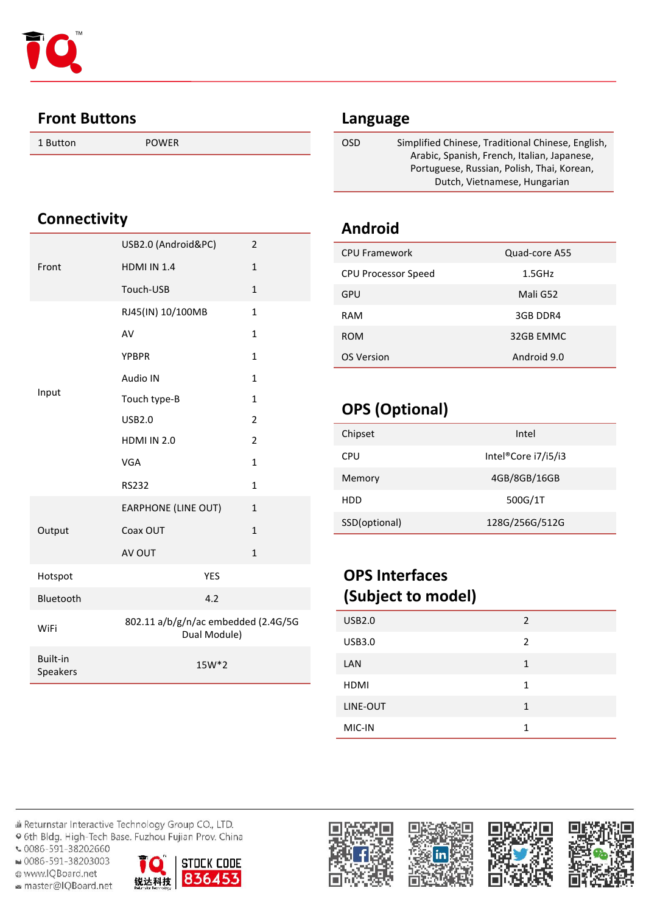## Front Buttons

| | |
|---|---|
| 1 Button | POWER |

## Connectivity

| | | |
|---|---|---|
| Front | USB2.0 (Android&PC) | 2 |
| | HDMI IN 1.4 | 1 |
| | Touch-USB | 1 |
| Input | RJ45(IN) 10/100MB | 1 |
| | AV | 1 |
| | YPBPR | 1 |
| | Audio IN | 1 |
| | Touch type-B | 1 |
| | USB2.0 | 2 |
| | HDMI IN 2.0 | 2 |
| | VGA | 1 |
| | RS232 | 1 |
| Output | EARPHONE (LINE OUT) | 1 |
| | Coax OUT | 1 |
| | AV OUT | 1 |
| Hotspot | YES | |
| Bluetooth | 4.2 | |
| WiFi | 802.11 a/b/g/n/ac embedded (2.4G/5G Dual Module) | |
| Built-in Speakers | 15W*2 | |

## Language

| | |
|---|---|
| OSD | Simplified Chinese, Traditional Chinese, English, Arabic, Spanish, French, Italian, Japanese, Portuguese, Russian, Polish, Thai, Korean, Dutch, Vietnamese, Hungarian |

## Android

| | |
|---|---|
| CPU Framework | Quad-core A55 |
| CPU Processor Speed | 1.5GHz |
| GPU | Mali G52 |
| RAM | 3GB DDR4 |
| ROM | 32GB EMMC |
| OS Version | Android 9.0 |

## OPS (Optional)

| | |
|---|---|
| Chipset | Intel |
| CPU | Intel®Core i7/i5/i3 |
| Memory | 4GB/8GB/16GB |
| HDD | 500G/1T |
| SSD(optional) | 128G/256G/512G |

## OPS Interfaces (Subject to model)

| | |
|---|---|
| USB2.0 | 2 |
| USB3.0 | 2 |
| LAN | 1 |
| HDMI | 1 |
| LINE-OUT | 1 |
| MIC-IN | 1 |

Returnstar Interactive Technology Group CO., LTD.
6th Bldg. High-Tech Base. Fuzhou Fujian Prov. China
0086-591-38202660
0086-591-38203003
www.IQBoard.net
master@IQBoard.net

锐达科技 STOCK CODE 836453